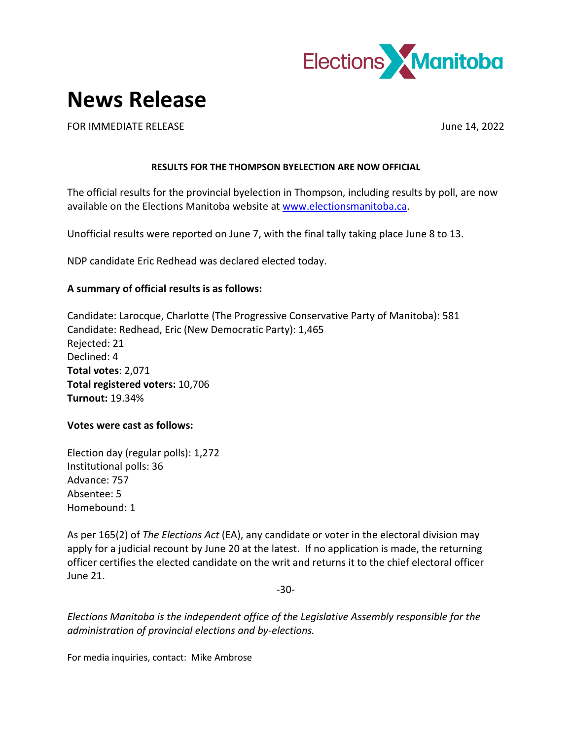Elections Manitoba

# News Release

FOR IMMEDIATE RELEASE June 14, 2022

**RESULTS FOR THE THOMPSON BYELECTION ARE NOW OFFICIAL**

The official results for the provincial byelection in Thompson, including results by poll, are now available on the Elections Manitoba website at [www.electionsmanitoba.ca](www.electionsmanitoba.ca).

Unofficial results were reported on June 7, with the final tally taking place June 8 to 13.

NDP candidate Eric Redhead was declared elected today.

**A summary of official results is as follows:**

Candidate: Larocque, Charlotte (The Progressive Conservative Party of Manitoba): 581
Candidate: Redhead, Eric (New Democratic Party): 1,465
Rejected: 21
Declined: 4
**Total votes**: 2,071
**Total registered voters:** 10,706
**Turnout:** 19.34%

**Votes were cast as follows:**

Election day (regular polls): 1,272
Institutional polls: 36
Advance: 757
Absentee: 5
Homebound: 1

As per 165(2) of *The Elections Act* (EA), any candidate or voter in the electoral division may apply for a judicial recount by June 20 at the latest. If no application is made, the returning officer certifies the elected candidate on the writ and returns it to the chief electoral officer June 21.

-30-

*Elections Manitoba is the independent office of the Legislative Assembly responsible for the administration of provincial elections and by-elections.*

For media inquiries, contact: Mike Ambrose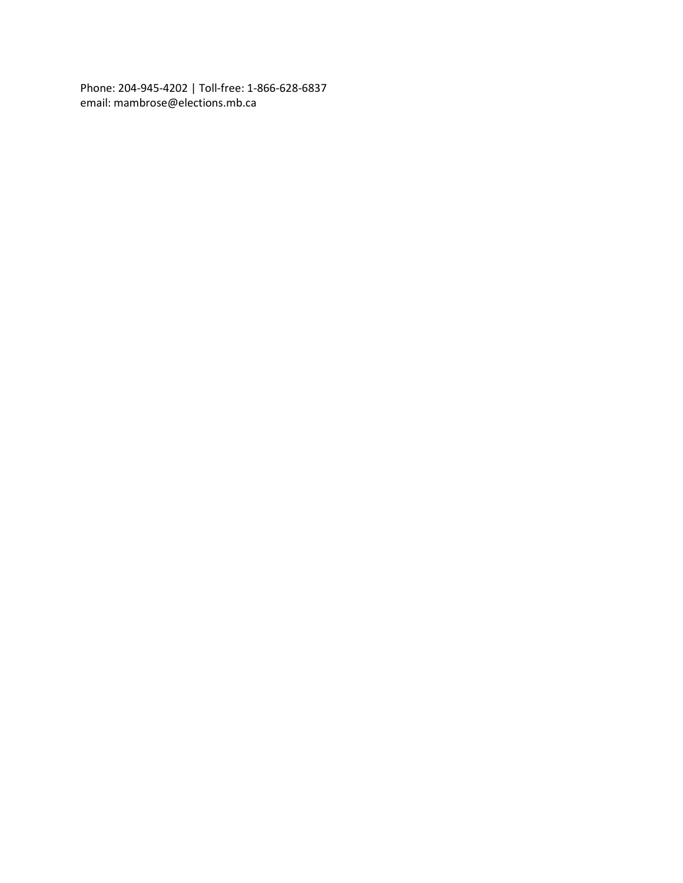Phone: 204-945-4202 | Toll-free: 1-866-628-6837
email: mambrose@elections.mb.ca